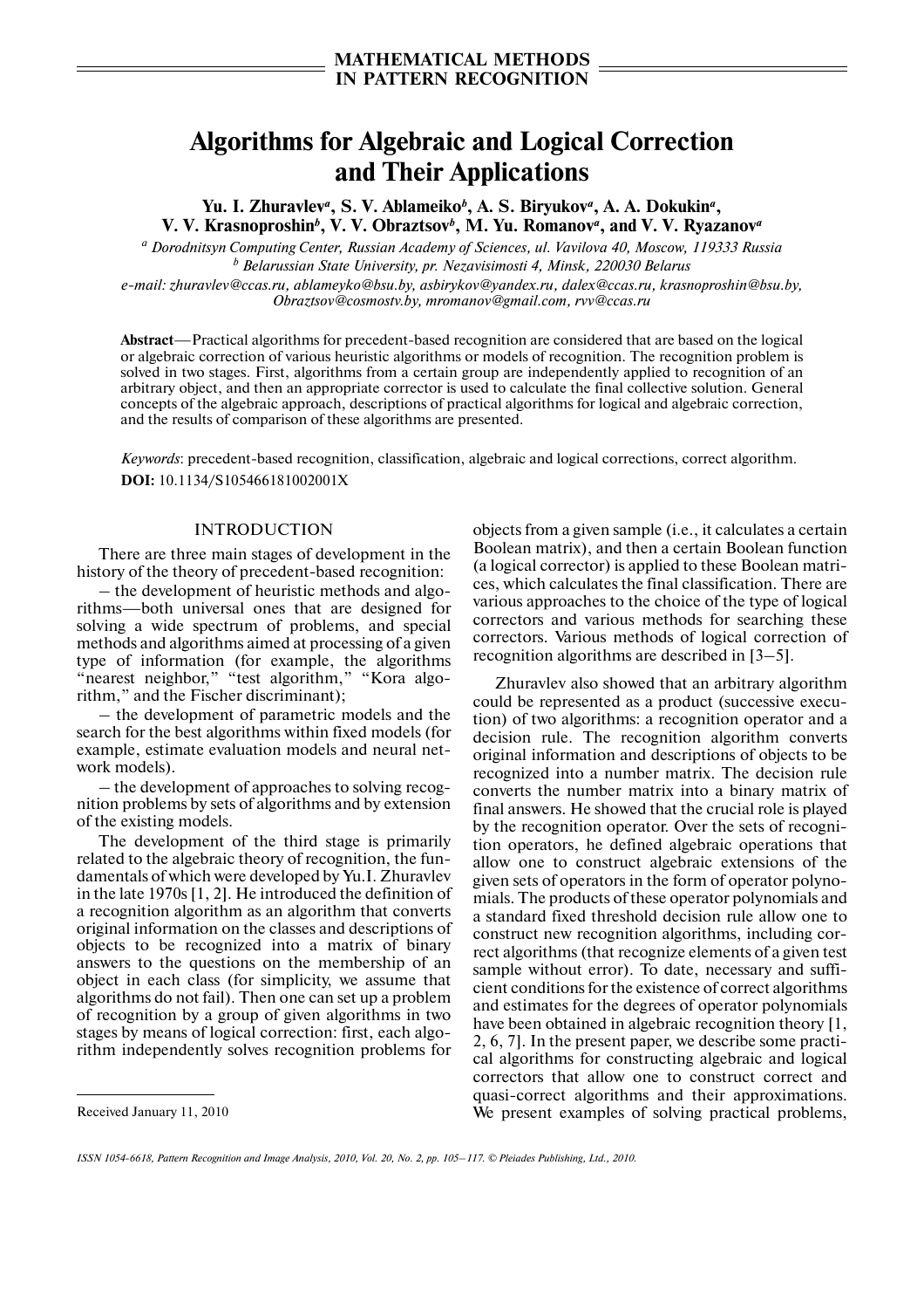# Algorithms for Algebraic and Logical Correction and Their Applications

**Yu. I. Zhuravlev[a], S. V. Ablameiko[b], A. S. Biryukov[a], A. A. Dokukin[a], V. V. Krasnoproshin[b], V. V. Obraztsov[b], M. Yu. Romanov[a], and V. V. Ryazanov[a]**

[a] *Dorodnitsyn Computing Center, Russian Academy of Sciences, ul. Vavilova 40, Moscow, 119333 Russia*

[b] *Belarussian State University, pr. Nezavisimosti 4, Minsk, 220030 Belarus*

*e-mail: zhuravlev@ccas.ru, ablameyko@bsu.by, asbirykov@yandex.ru, dalex@ccas.ru, krasnoproshin@bsu.by, Obraztsov@cosmostv.by, mromanov@gmail.com, rvv@ccas.ru*

**Abstract**—Practical algorithms for precedent-based recognition are considered that are based on the logical or algebraic correction of various heuristic algorithms or models of recognition. The recognition problem is solved in two stages. First, algorithms from a certain group are independently applied to recognition of an arbitrary object, and then an appropriate corrector is used to calculate the final collective solution. General concepts of the algebraic approach, descriptions of practical algorithms for logical and algebraic correction, and the results of comparison of these algorithms are presented.

*Keywords*: precedent-based recognition, classification, algebraic and logical corrections, correct algorithm.

**DOI:** 10.1134/S105466181002001X

## INTRODUCTION

There are three main stages of development in the history of the theory of precedent-based recognition:

— the development of heuristic methods and algorithms—both universal ones that are designed for solving a wide spectrum of problems, and special methods and algorithms aimed at processing of a given type of information (for example, the algorithms "nearest neighbor," "test algorithm," "Kora algorithm," and the Fischer discriminant);

— the development of parametric models and the search for the best algorithms within fixed models (for example, estimate evaluation models and neural network models).

— the development of approaches to solving recognition problems by sets of algorithms and by extension of the existing models.

The development of the third stage is primarily related to the algebraic theory of recognition, the fundamentals of which were developed by Yu.I. Zhuravlev in the late 1970s [1, 2]. He introduced the definition of a recognition algorithm as an algorithm that converts original information on the classes and descriptions of objects to be recognized into a matrix of binary answers to the questions on the membership of an object in each class (for simplicity, we assume that algorithms do not fail). Then one can set up a problem of recognition by a group of given algorithms in two stages by means of logical correction: first, each algorithm independently solves recognition problems for objects from a given sample (i.e., it calculates a certain Boolean matrix), and then a certain Boolean function (a logical corrector) is applied to these Boolean matrices, which calculates the final classification. There are various approaches to the choice of the type of logical correctors and various methods for searching these correctors. Various methods of logical correction of recognition algorithms are described in [3–5].

Zhuravlev also showed that an arbitrary algorithm could be represented as a product (successive execution) of two algorithms: a recognition operator and a decision rule. The recognition algorithm converts original information and descriptions of objects to be recognized into a number matrix. The decision rule converts the number matrix into a binary matrix of final answers. He showed that the crucial role is played by the recognition operator. Over the sets of recognition operators, he defined algebraic operations that allow one to construct algebraic extensions of the given sets of operators in the form of operator polynomials. The products of these operator polynomials and a standard fixed threshold decision rule allow one to construct new recognition algorithms, including correct algorithms (that recognize elements of a given test sample without error). To date, necessary and sufficient conditions for the existence of correct algorithms and estimates for the degrees of operator polynomials have been obtained in algebraic recognition theory [1, 2, 6, 7]. In the present paper, we describe some practical algorithms for constructing algebraic and logical correctors that allow one to construct correct and quasi-correct algorithms and their approximations. We present examples of solving practical problems,

Received January 11, 2010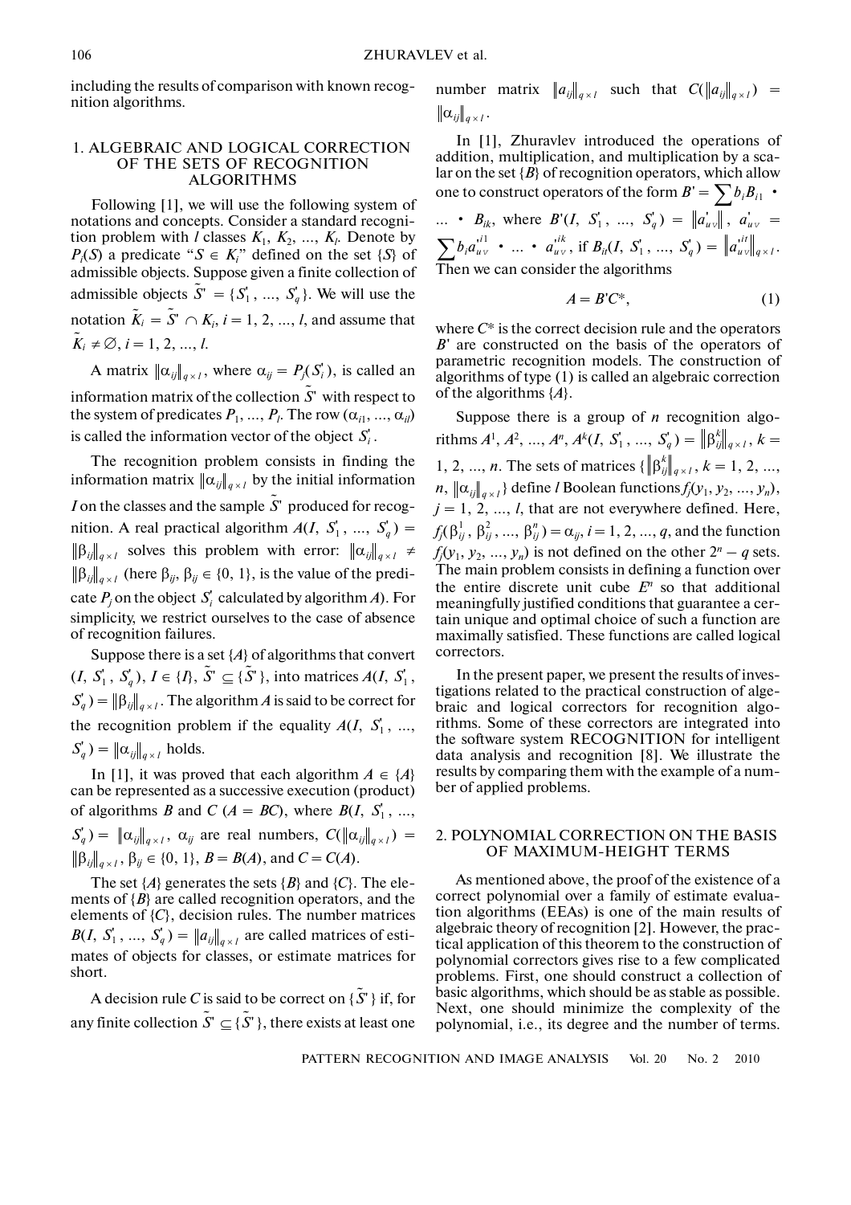including the results of comparison with known recognition algorithms.

## 1. ALGEBRAIC AND LOGICAL CORRECTION OF THE SETS OF RECOGNITION ALGORITHMS

Following [1], we will use the following system of notations and concepts. Consider a standard recognition problem with $l$ classes $K_1, K_2, ..., K_l$. Denote by $P_i(S)$ a predicate "$S \in K_i$" defined on the set $\{S\}$ of admissible objects. Suppose given a finite collection of admissible objects $\tilde{S}' = \{S'_1, ..., S'_q\}$. We will use the notation $\tilde{K}_i = \tilde{S}' \cap K_i$, $i = 1, 2, ..., l$, and assume that $\tilde{K}_i \neq \varnothing$, $i = 1, 2, ..., l$.

A matrix $\|\alpha_{ij}\|_{q \times l}$, where $\alpha_{ij} = P_j(S'_i)$, is called an information matrix of the collection $\tilde{S}'$ with respect to the system of predicates $P_1, ..., P_l$. The row $(\alpha_{i1}, ..., \alpha_{il})$ is called the information vector of the object $S'_i$.

The recognition problem consists in finding the information matrix $\|\alpha_{ij}\|_{q \times l}$ by the initial information $I$ on the classes and the sample $\tilde{S}'$ produced for recognition. A real practical algorithm $A(I, S'_1, ..., S'_q) = \|\beta_{ij}\|_{q \times l}$ solves this problem with error: $\|\alpha_{ij}\|_{q \times l} \neq \|\beta_{ij}\|_{q \times l}$ (here $\beta_{ij}$, $\beta_{ij} \in \{0, 1\}$, is the value of the predicate $P_j$ on the object $S'_i$ calculated by algorithm $A$). For simplicity, we restrict ourselves to the case of absence of recognition failures.

Suppose there is a set $\{A\}$ of algorithms that convert $(I, S'_1, S'_q)$, $I \in \{I\}$, $\tilde{S}' \subseteq \{\tilde{S}'\}$, into matrices $A(I, S'_1, S'_q) = \|\beta_{ij}\|_{q \times l}$. The algorithm $A$ is said to be correct for the recognition problem if the equality $A(I, S'_1, ..., S'_q) = \|\alpha_{ij}\|_{q \times l}$ holds.

In [1], it was proved that each algorithm $A \in \{A\}$ can be represented as a successive execution (product) of algorithms $B$ and $C$ ($A = BC$), where $B(I, S'_1, ..., S'_q) = \|\alpha_{ij}\|_{q \times l}$, $\alpha_{ij}$ are real numbers, $C(\|\alpha_{ij}\|_{q \times l}) = \|\beta_{ij}\|_{q \times l}$, $\beta_{ij} \in \{0, 1\}$, $B = B(A)$, and $C = C(A)$.

The set $\{A\}$ generates the sets $\{B\}$ and $\{C\}$. The elements of $\{B\}$ are called recognition operators, and the elements of $\{C\}$, decision rules. The number matrices $B(I, S'_1, ..., S'_q) = \|a_{ij}\|_{q \times l}$ are called matrices of estimates of objects for classes, or estimate matrices for short.

A decision rule $C$ is said to be correct on $\{\tilde{S}'\}$ if, for any finite collection $\tilde{S}' \subseteq \{\tilde{S}'\}$, there exists at least one number matrix $\|a_{ij}\|_{q \times l}$ such that $C(\|a_{ij}\|_{q \times l}) = \|\alpha_{ij}\|_{q \times l}$.

In [1], Zhuravlev introduced the operations of addition, multiplication, and multiplication by a scalar on the set $\{B\}$ of recognition operators, which allow one to construct operators of the form $B' = \sum b_i B_{i1} \cdot ... \cdot B_{ik}$, where $B'(I, S'_1, ..., S'_q) = \|a'_{u\nu}\|$, $a'_{u\nu} = \sum b_i a'^{i1}_{u\nu} \cdot ... \cdot a'^{ik}_{u\nu}$, if $B_{it}(I, S'_1, ..., S'_q) = \|a'^{it}_{u\nu}\|_{q \times l}$. Then we can consider the algorithms

$$A = B'C^*, \tag{1}$$

where $C^*$ is the correct decision rule and the operators $B'$ are constructed on the basis of the operators of parametric recognition models. The construction of algorithms of type (1) is called an algebraic correction of the algorithms $\{A\}$.

Suppose there is a group of $n$ recognition algorithms $A^1, A^2, ..., A^n$, $A^k(I, S'_1, ..., S'_q) = \|\beta^k_{ij}\|_{q \times l}$, $k = 1, 2, ..., n$. The sets of matrices $\{\|\beta^k_{ij}\|_{q \times l}, k = 1, 2, ..., n, \|\alpha_{ij}\|_{q \times l}\}$ define $l$ Boolean functions $f_j(y_1, y_2, ..., y_n)$, $j = 1, 2, ..., l$, that are not everywhere defined. Here, $f_j(\beta^1_{ij}, \beta^2_{ij}, ..., \beta^n_{ij}) = \alpha_{ij}$, $i = 1, 2, ..., q$, and the function $f_j(y_1, y_2, ..., y_n)$ is not defined on the other $2^n - q$ sets. The main problem consists in defining a function over the entire discrete unit cube $E^n$ so that additional meaningfully justified conditions that guarantee a certain unique and optimal choice of such a function are maximally satisfied. These functions are called logical correctors.

In the present paper, we present the results of investigations related to the practical construction of algebraic and logical correctors for recognition algorithms. Some of these correctors are integrated into the software system RECOGNITION for intelligent data analysis and recognition [8]. We illustrate the results by comparing them with the example of a number of applied problems.

## 2. POLYNOMIAL CORRECTION ON THE BASIS OF MAXIMUM-HEIGHT TERMS

As mentioned above, the proof of the existence of a correct polynomial over a family of estimate evaluation algorithms (EEAs) is one of the main results of algebraic theory of recognition [2]. However, the practical application of this theorem to the construction of polynomial correctors gives rise to a few complicated problems. First, one should construct a collection of basic algorithms, which should be as stable as possible. Next, one should minimize the complexity of the polynomial, i.e., its degree and the number of terms.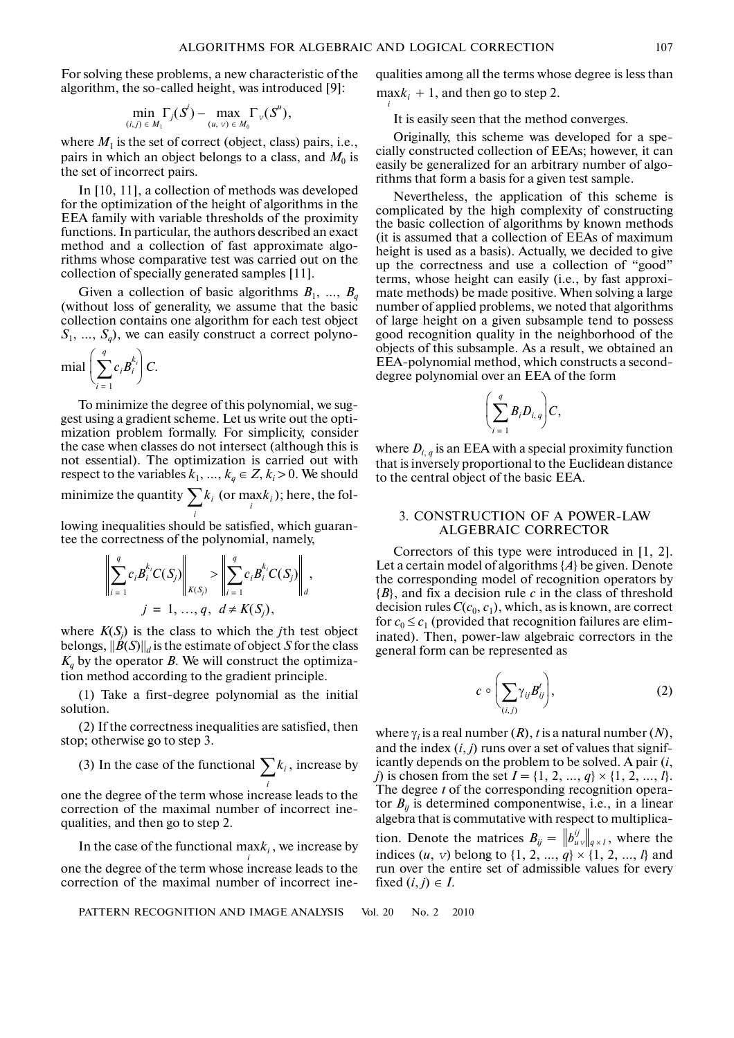For solving these problems, a new characteristic of the algorithm, the so-called height, was introduced [9]:

$$\min_{(i,j) \in M_1} \Gamma_j(S^i) - \max_{(u,v) \in M_0} \Gamma_v(S^u),$$

where $M_1$ is the set of correct (object, class) pairs, i.e., pairs in which an object belongs to a class, and $M_0$ is the set of incorrect pairs.

In [10, 11], a collection of methods was developed for the optimization of the height of algorithms in the EEA family with variable thresholds of the proximity functions. In particular, the authors described an exact method and a collection of fast approximate algorithms whose comparative test was carried out on the collection of specially generated samples [11].

Given a collection of basic algorithms $B_1, \ldots, B_q$ (without loss of generality, we assume that the basic collection contains one algorithm for each test object $S_1, \ldots, S_q$), we can easily construct a correct polynomial $\left(\sum_{i=1}^{q} c_i B_i^{k_i}\right) C$.

To minimize the degree of this polynomial, we suggest using a gradient scheme. Let us write out the optimization problem formally. For simplicity, consider the case when classes do not intersect (although this is not essential). The optimization is carried out with respect to the variables $k_1, \ldots, k_q \in Z$, $k_i > 0$. We should minimize the quantity $\sum_i k_i$ (or $\max_i k_i$); here, the following inequalities should be satisfied, which guarantee the correctness of the polynomial, namely,

$$\left\| \sum_{i=1}^{q} c_i B_i^{k_i} C(S_j) \right\|_{K(S_j)} > \left\| \sum_{i=1}^{q} c_i B_i^{k_i} C(S_j) \right\|_d,$$

$$j = 1, \ldots, q, \quad d \neq K(S_j),$$

where $K(S_j)$ is the class to which the $j$th test object belongs, $\|B(S)\|_d$ is the estimate of object $S$ for the class $K_q$ by the operator $B$. We will construct the optimization method according to the gradient principle.

(1) Take a first-degree polynomial as the initial solution.

(2) If the correctness inequalities are satisfied, then stop; otherwise go to step 3.

(3) In the case of the functional $\sum_i k_i$, increase by one the degree of the term whose increase leads to the correction of the maximal number of incorrect inequalities, and then go to step 2.

In the case of the functional $\max_i k_i$, we increase by one the degree of the term whose increase leads to the correction of the maximal number of incorrect inequalities among all the terms whose degree is less than $\max_i k_i + 1$, and then go to step 2.

It is easily seen that the method converges.

Originally, this scheme was developed for a specially constructed collection of EEAs; however, it can easily be generalized for an arbitrary number of algorithms that form a basis for a given test sample.

Nevertheless, the application of this scheme is complicated by the high complexity of constructing the basic collection of algorithms by known methods (it is assumed that a collection of EEAs of maximum height is used as a basis). Actually, we decided to give up the correctness and use a collection of "good" terms, whose height can easily (i.e., by fast approximate methods) be made positive. When solving a large number of applied problems, we noted that algorithms of large height on a given subsample tend to possess good recognition quality in the neighborhood of the objects of this subsample. As a result, we obtained an EEA-polynomial method, which constructs a second-degree polynomial over an EEA of the form

$$\left(\sum_{i=1}^{q} B_i D_{i,q}\right) C,$$

where $D_{i,q}$ is an EEA with a special proximity function that is inversely proportional to the Euclidean distance to the central object of the basic EEA.

## 3. CONSTRUCTION OF A POWER-LAW ALGEBRAIC CORRECTOR

Correctors of this type were introduced in [1, 2]. Let a certain model of algorithms $\{A\}$ be given. Denote the corresponding model of recognition operators by $\{B\}$, and fix a decision rule $c$ in the class of threshold decision rules $C(c_0, c_1)$, which, as is known, are correct for $c_0 \le c_1$ (provided that recognition failures are eliminated). Then, power-law algebraic correctors in the general form can be represented as

$$c \circ \left(\sum_{(i,j)} \gamma_{ij} B_{ij}^t\right), \tag{2}$$

where $\gamma_i$ is a real number ($R$), $t$ is a natural number ($N$), and the index $(i, j)$ runs over a set of values that significantly depends on the problem to be solved. A pair $(i, j)$ is chosen from the set $I = \{1, 2, \ldots, q\} \times \{1, 2, \ldots, l\}$. The degree $t$ of the corresponding recognition operator $B_{ij}$ is determined componentwise, i.e., in a linear algebra that is commutative with respect to multiplication. Denote the matrices $B_{ij} = \|b_{uv}^{ij}\|_{q \times l}$, where the indices $(u, v)$ belong to $\{1, 2, \ldots, q\} \times \{1, 2, \ldots, l\}$ and run over the entire set of admissible values for every fixed $(i, j) \in I$.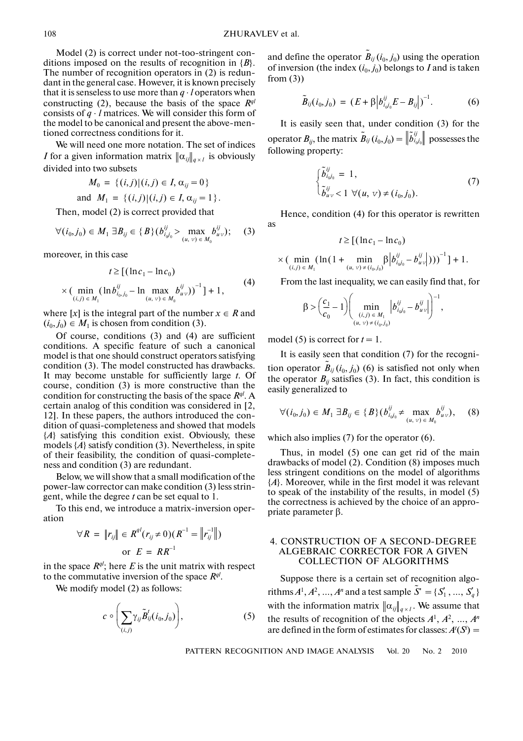Model (2) is correct under not-too-stringent conditions imposed on the results of recognition in $\{B\}$. The number of recognition operators in (2) is redundant in the general case. However, it is known precisely that it is senseless to use more than $q \cdot l$ operators when constructing (2), because the basis of the space $R^{ql}$ consists of $q \cdot l$ matrices. We will consider this form of the model to be canonical and present the above-mentioned correctness conditions for it.

We will need one more notation. The set of indices $I$ for a given information matrix $\|\alpha_{ij}\|_{q \times l}$ is obviously divided into two subsets

$$M_0 = \{(i,j) | (i,j) \in I, \alpha_{ij} = 0\}$$

$$\text{and } M_1 = \{(i,j) | (i,j) \in I, \alpha_{ij} = 1\}.$$

Then, model (2) is correct provided that

$$\forall (i_0, j_0) \in M_1 \ \exists B_{ij} \in \{B\} (b^{ij}_{i_0 j_0} > \max_{(u, v) \in M_0} b^{ij}_{uv}); \tag{3}$$

moreover, in this case

$$t \geq [(\ln c_1 - \ln c_0) \times (\min_{(i,j) \in M_1} (\ln b^{ij}_{i_0, j_0} - \ln \max_{(u, v) \in M_0} b^{ij}_{uv}))^{-1}] + 1, \tag{4}$$

where $[x]$ is the integral part of the number $x \in R$ and $(i_0, j_0) \in M_1$ is chosen from condition (3).

Of course, conditions (3) and (4) are sufficient conditions. A specific feature of such a canonical model is that one should construct operators satisfying condition (3). The model constructed has drawbacks. It may become unstable for sufficiently large $t$. Of course, condition (3) is more constructive than the condition for constructing the basis of the space $R^{ql}$. A certain analog of this condition was considered in [2, 12]. In these papers, the authors introduced the condition of quasi-completeness and showed that models $\{A\}$ satisfying this condition exist. Obviously, these models $\{A\}$ satisfy condition (3). Nevertheless, in spite of their feasibility, the condition of quasi-completeness and condition (3) are redundant.

Below, we will show that a small modification of the power-law corrector can make condition (3) less stringent, while the degree $t$ can be set equal to 1.

To this end, we introduce a matrix-inversion operation

$$\forall R = \|r_{ij}\| \in R^{ql} (r_{ij} \neq 0)(R^{-1} = \|r^{-1}_{ij}\|)$$

$$\text{or } E = RR^{-1}$$

in the space $R^{ql}$; here $E$ is the unit matrix with respect to the commutative inversion of the space $R^{ql}$.

We modify model (2) as follows:

$$c \circ \left(\sum_{(i,j)} \gamma_{ij} \tilde{B}^t_{ij}(i_0, j_0)\right), \tag{5}$$

and define the operator $\tilde{B}_{ij}(i_0, j_0)$ using the operation of inversion (the index $(i_0, j_0)$ belongs to $I$ and is taken from (3))

$$\tilde{B}_{ij}(i_0, j_0) = (E + \beta|b^{ij}_{i_0 j_0} E - B_{ij}|)^{-1}. \tag{6}$$

It is easily seen that, under condition (3) for the operator $B_{ij}$, the matrix $\tilde{B}_{ij}(i_0, j_0) = \|\tilde{b}^{ij}_{i_0 j_0}\|$ possesses the following property:

$$\begin{cases} \tilde{b}^{ij}_{i_0 j_0} = 1, \\ \tilde{b}^{ij}_{uv} < 1 \ \forall (u, v) \neq (i_0, j_0). \end{cases} \tag{7}$$

Hence, condition (4) for this operator is rewritten as

$$t \geq [(\ln c_1 - \ln c_0) \times (\min_{(i,j) \in M_1} (\ln(1 + \min_{(u, v) \neq (i_0, j_0)} \beta|b^{ij}_{i_0 j_0} - b^{ij}_{uv}|)))^{-1}] + 1.$$

From the last inequality, we can easily find that, for

$$\beta > \left(\frac{c_1}{c_0} - 1\right)\left(\min_{\substack{(i,j) \in M_1 \\ (u, v) \neq (i_0, j_0)}} |b^{ij}_{i_0 j_0} - b^{ij}_{uv}|\right)^{-1},$$

model (5) is correct for $t = 1$.

It is easily seen that condition (7) for the recognition operator $\tilde{B}_{ij}(i_0, j_0)$ (6) is satisfied not only when the operator $B_{ij}$ satisfies (3). In fact, this condition is easily generalized to

$$\forall (i_0, j_0) \in M_1 \ \exists B_{ij} \in \{B\} (b^{ij}_{i_0 j_0} \neq \max_{(u, v) \in M_0} b^{ij}_{uv}), \tag{8}$$

which also implies (7) for the operator (6).

Thus, in model (5) one can get rid of the main drawbacks of model (2). Condition (8) imposes much less stringent conditions on the model of algorithms $\{A\}$. Moreover, while in the first model it was relevant to speak of the instability of the results, in model (5) the correctness is achieved by the choice of an appropriate parameter $\beta$.

## 4. CONSTRUCTION OF A SECOND-DEGREE ALGEBRAIC CORRECTOR FOR A GIVEN COLLECTION OF ALGORITHMS

Suppose there is a certain set of recognition algorithms $A^1, A^2, \ldots, A^n$ and a test sample $\tilde{S}' = \{S'_1, \ldots, S'_q\}$ with the information matrix $\|\alpha_{ij}\|_{q \times l}$. We assume that the results of recognition of the objects $A^1, A^2, \ldots, A^n$ are defined in the form of estimates for classes: $A^t(S^t) =$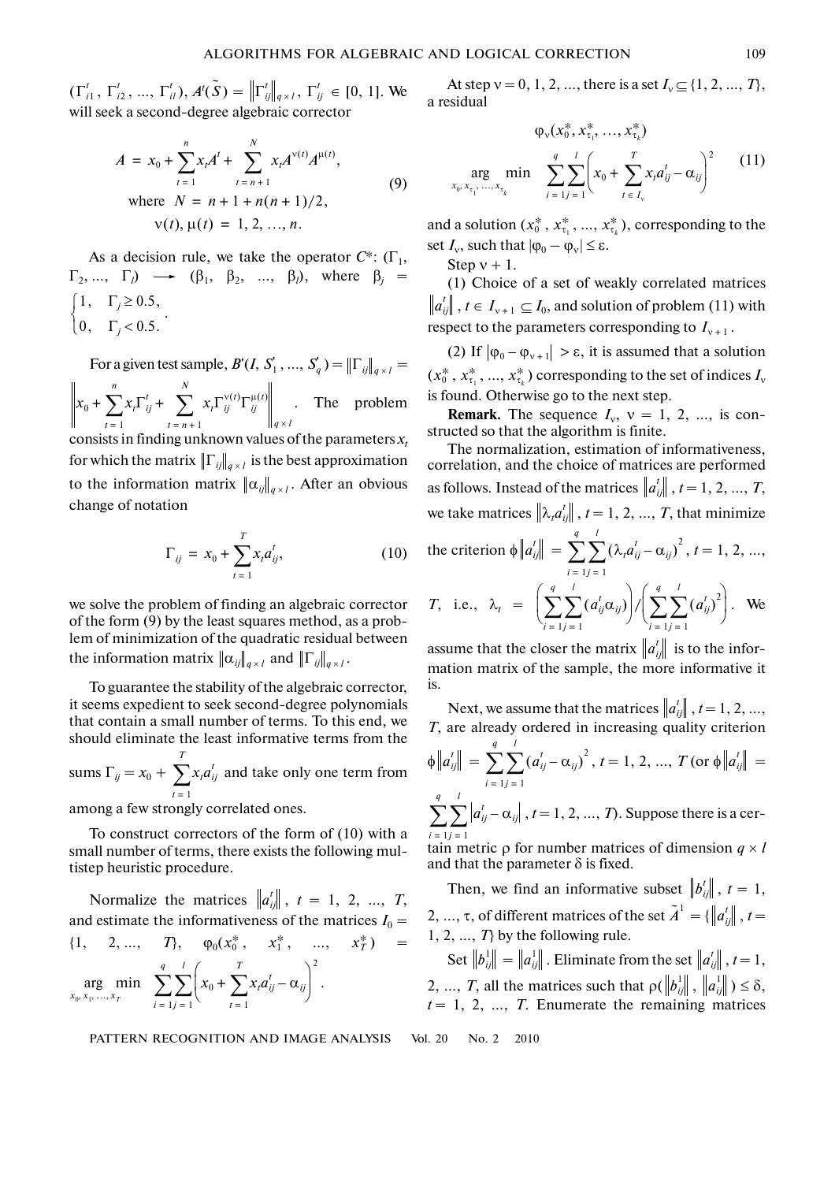$(\Gamma_{i1}^t, \Gamma_{i2}^t, \ldots, \Gamma_{il}^t)$, $A^t(\tilde{S}) = \|\Gamma_{ij}^t\|_{q \times l}$, $\Gamma_{ij}^t \in [0, 1]$. We will seek a second-degree algebraic corrector

$$A = x_0 + \sum_{t=1}^{n} x_t A^t + \sum_{t=n+1}^{N} x_t A^{\nu(t)} A^{\mu(t)},$$
$$\text{where } N = n + 1 + n(n+1)/2, \tag{9}$$
$$\nu(t), \mu(t) = 1, 2, \ldots, n.$$

As a decision rule, we take the operator $C^*$: $(\Gamma_1, \Gamma_2, \ldots, \Gamma_l) \longrightarrow (\beta_1, \beta_2, \ldots, \beta_l)$, where $\beta_j = \begin{cases} 1, & \Gamma_j \geq 0.5, \\ 0, & \Gamma_j < 0.5. \end{cases}$

For a given test sample, $B'(I, S_1', \ldots, S_q') = \|\Gamma_{ij}\|_{q \times l} = \left\| x_0 + \sum_{t=1}^{n} x_t \Gamma_{ij}^t + \sum_{t=n+1}^{N} x_t \Gamma_{ij}^{\nu(t)} \Gamma_{ij}^{\mu(t)} \right\|_{q \times l}$. The problem consists in finding unknown values of the parameters $x_t$ for which the matrix $\|\Gamma_{ij}\|_{q \times l}$ is the best approximation to the information matrix $\|\alpha_{ij}\|_{q \times l}$. After an obvious change of notation

$$\Gamma_{ij} = x_0 + \sum_{t=1}^{T} x_t a_{ij}^t, \tag{10}$$

we solve the problem of finding an algebraic corrector of the form (9) by the least squares method, as a problem of minimization of the quadratic residual between the information matrix $\|\alpha_{ij}\|_{q \times l}$ and $\|\Gamma_{ij}\|_{q \times l}$.

To guarantee the stability of the algebraic corrector, it seems expedient to seek second-degree polynomials that contain a small number of terms. To this end, we should eliminate the least informative terms from the sums $\Gamma_{ij} = x_0 + \sum_{t=1}^{T} x_t a_{ij}^t$ and take only one term from among a few strongly correlated ones.

To construct correctors of the form of (10) with a small number of terms, there exists the following multistep heuristic procedure.

Normalize the matrices $\|a_{ij}^t\|$, $t = 1, 2, \ldots, T$, and estimate the informativeness of the matrices $I_0 = \{1, 2, \ldots, T\}$, $\varphi_0(x_0^*, x_1^*, \ldots, x_T^*) = \underset{x_0, x_1, \ldots, x_T}{\arg\min} \sum_{i=1}^{q} \sum_{j=1}^{l} \left( x_0 + \sum_{t=1}^{T} x_t a_{ij}^t - \alpha_{ij} \right)^2$.

At step $\nu = 0, 1, 2, \ldots$, there is a set $I_\nu \subseteq \{1, 2, \ldots, T\}$, a residual

$$\varphi_\nu(x_0^*, x_{\tau_1}^*, \ldots, x_{\tau_k}^*)$$
$$\underset{x_0, x_{\tau_1}, \ldots, x_{\tau_k}}{\arg\min} \sum_{i=1}^{q} \sum_{j=1}^{l} \left( x_0 + \sum_{t \in I_\nu} x_t a_{ij}^t - \alpha_{ij} \right)^2 \tag{11}$$

and a solution $(x_0^*, x_{\tau_1}^*, \ldots, x_{\tau_k}^*)$, corresponding to the set $I_\nu$, such that $|\varphi_0 - \varphi_\nu| \leq \varepsilon$.

Step $\nu + 1$.

(1) Choice of a set of weakly correlated matrices $\|a_{ij}^t\|$, $t \in I_{\nu+1} \subseteq I_0$, and solution of problem (11) with respect to the parameters corresponding to $I_{\nu+1}$.

(2) If $|\varphi_0 - \varphi_{\nu+1}| > \varepsilon$, it is assumed that a solution $(x_0^*, x_{\tau_1}^*, \ldots, x_{\tau_k}^*)$ corresponding to the set of indices $I_\nu$ is found. Otherwise go to the next step.

**Remark.** The sequence $I_\nu$, $\nu = 1, 2, \ldots$, is constructed so that the algorithm is finite.

The normalization, estimation of informativeness, correlation, and the choice of matrices are performed as follows. Instead of the matrices $\|a_{ij}^t\|$, $t = 1, 2, \ldots, T$, we take matrices $\|\lambda_t a_{ij}^t\|$, $t = 1, 2, \ldots, T$, that minimize the criterion $\phi\|a_{ij}^t\| = \sum_{i=1}^{q} \sum_{j=1}^{l} (\lambda_t a_{ij}^t - \alpha_{ij})^2$, $t = 1, 2, \ldots, T$, i.e., $\lambda_t = \left( \sum_{i=1}^{q} \sum_{j=1}^{l} (a_{ij}^t \alpha_{ij}) \right) / \left( \sum_{i=1}^{q} \sum_{j=1}^{l} (a_{ij}^t)^2 \right)$. We assume that the closer the matrix $\|a_{ij}^t\|$ is to the information matrix of the sample, the more informative it is.

Next, we assume that the matrices $\|a_{ij}^t\|$, $t = 1, 2, \ldots, T$, are already ordered in increasing quality criterion $\phi\|a_{ij}^t\| = \sum_{i=1}^{q} \sum_{j=1}^{l} (a_{ij}^t - \alpha_{ij})^2$, $t = 1, 2, \ldots, T$ (or $\phi\|a_{ij}^t\| = \sum_{i=1}^{q} \sum_{j=1}^{l} |a_{ij}^t - \alpha_{ij}|$, $t = 1, 2, \ldots, T$). Suppose there is a certain metric $\rho$ for number matrices of dimension $q \times l$ and that the parameter $\delta$ is fixed.

Then, we find an informative subset $\|b_{ij}^t\|$, $t = 1, 2, \ldots, \tau$, of different matrices of the set $\tilde{A}^1 = \{\|a_{ij}^t\|, t = 1, 2, \ldots, T\}$ by the following rule.

Set $\|b_{ij}^1\| = \|a_{ij}^1\|$. Eliminate from the set $\|a_{ij}^t\|$, $t = 1, 2, \ldots, T$, all the matrices such that $\rho(\|b_{ij}^1\|, \|a_{ij}^1\|) \leq \delta$, $t = 1, 2, \ldots, T$. Enumerate the remaining matrices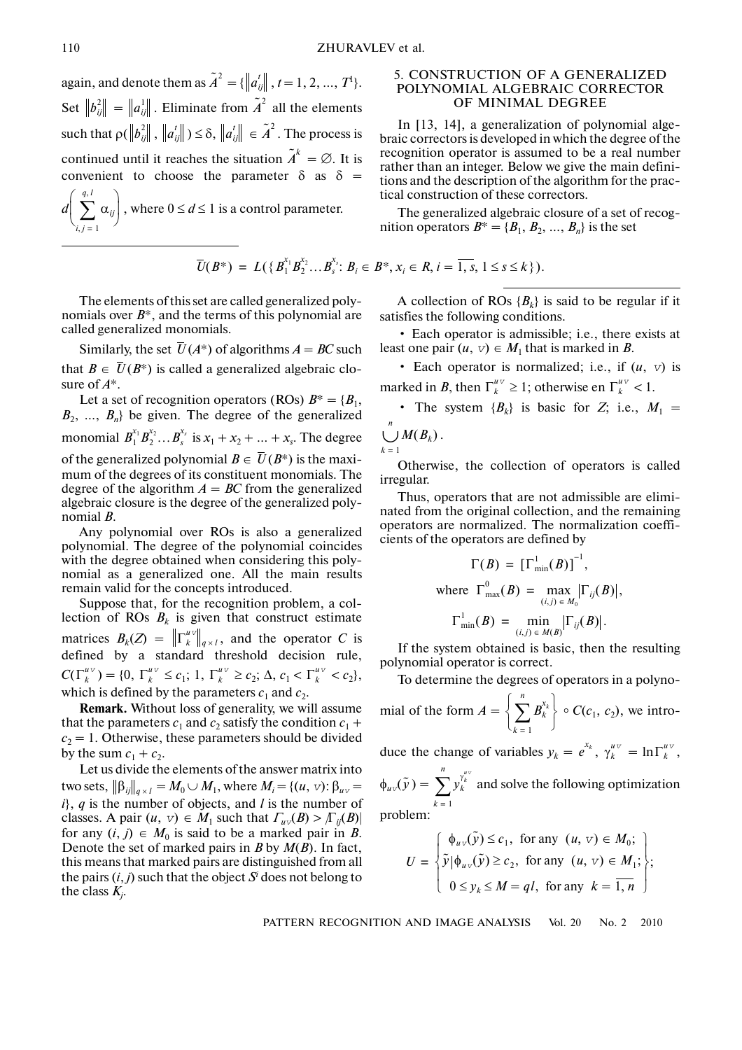again, and denote them as $\tilde{A}^2 = \{\|a_{ij}^t\|, t = 1, 2, ..., T^1\}$. Set $\|b_{ij}^2\| = \|a_{ij}^1\|$. Eliminate from $\tilde{A}^2$ all the elements such that $\rho(\|b_{ij}^2\|, \|a_{ij}^t\|) \le \delta$, $\|a_{ij}^t\| \in \tilde{A}^2$. The process is continued until it reaches the situation $\tilde{A}^k = \varnothing$. It is convenient to choose the parameter $\delta$ as $\delta = d\left(\sum_{i,j=1}^{q,l} \alpha_{ij}\right)$, where $0 \le d \le 1$ is a control parameter.

## 5. CONSTRUCTION OF A GENERALIZED POLYNOMIAL ALGEBRAIC CORRECTOR OF MINIMAL DEGREE

In [13, 14], a generalization of polynomial algebraic correctors is developed in which the degree of the recognition operator is assumed to be a real number rather than an integer. Below we give the main definitions and the description of the algorithm for the practical construction of these correctors.

The generalized algebraic closure of a set of recognition operators $B^* = \{B_1, B_2, ..., B_n\}$ is the set

$$\bar{U}(B^*) = L(\{B_1^{x_1}B_2^{x_2}...B_s^{x_s}: B_i \in B^*, x_i \in R, i = \overline{1, s}, 1 \le s \le k\}).$$

The elements of this set are called generalized polynomials over $B^*$, and the terms of this polynomial are called generalized monomials.

Similarly, the set $\bar{U}(A^*)$ of algorithms $A = BC$ such that $B \in \bar{U}(B^*)$ is called a generalized algebraic closure of $A^*$.

Let a set of recognition operators (ROs) $B^* = \{B_1, B_2, ..., B_n\}$ be given. The degree of the generalized monomial $B_1^{x_1}B_2^{x_2}...B_s^{x_s}$ is $x_1 + x_2 + ... + x_s$. The degree of the generalized polynomial $B \in \bar{U}(B^*)$ is the maximum of the degrees of its constituent monomials. The degree of the algorithm $A = BC$ from the generalized algebraic closure is the degree of the generalized polynomial $B$.

Any polynomial over ROs is also a generalized polynomial. The degree of the polynomial coincides with the degree obtained when considering this polynomial as a generalized one. All the main results remain valid for the concepts introduced.

Suppose that, for the recognition problem, a collection of ROs $B_k$ is given that construct estimate matrices $B_k(Z) = \|\Gamma_k^{uv}\|_{q \times l}$, and the operator $C$ is defined by a standard threshold decision rule, $C(\Gamma_k^{uv}) = \{0, \Gamma_k^{uv} \le c_1; 1, \Gamma_k^{uv} \ge c_2; \Delta, c_1 < \Gamma_k^{uv} < c_2\}$, which is defined by the parameters $c_1$ and $c_2$.

**Remark.** Without loss of generality, we will assume that the parameters $c_1$ and $c_2$ satisfy the condition $c_1 + c_2 = 1$. Otherwise, these parameters should be divided by the sum $c_1 + c_2$.

Let us divide the elements of the answer matrix into two sets, $\|\beta_{ij}\|_{q \times l} = M_0 \cup M_1$, where $M_i = \{(u, v): \beta_{uv} = i\}$, $q$ is the number of objects, and $l$ is the number of classes. A pair $(u, v) \in M_1$ such that $\Gamma_{uv}(B) > |\Gamma_{ij}(B)|$ for any $(i, j) \in M_0$ is said to be a marked pair in $B$. Denote the set of marked pairs in $B$ by $M(B)$. In fact, this means that marked pairs are distinguished from all the pairs $(i, j)$ such that the object $S^i$ does not belong to the class $K_j$.

A collection of ROs $\{B_k\}$ is said to be regular if it satisfies the following conditions.

- Each operator is admissible; i.e., there exists at least one pair $(u, v) \in M_1$ that is marked in $B$.
- Each operator is normalized; i.e., if $(u, v)$ is marked in $B$, then $\Gamma_k^{uv} \ge 1$; otherwise en $\Gamma_k^{uv} < 1$.
- The system $\{B_k\}$ is basic for $Z$; i.e., $M_1 = \bigcup_{k=1}^{n} M(B_k)$.

Otherwise, the collection of operators is called irregular.

Thus, operators that are not admissible are eliminated from the original collection, and the remaining operators are normalized. The normalization coefficients of the operators are defined by

$$\Gamma(B) = [\Gamma_{\min}^1(B)]^{-1},$$

$$\text{where } \Gamma_{\max}^0(B) = \max_{(i,j) \in M_0} |\Gamma_{ij}(B)|,$$

$$\Gamma_{\min}^1(B) = \min_{(i,j) \in M(B)} |\Gamma_{ij}(B)|.$$

If the system obtained is basic, then the resulting polynomial operator is correct.

To determine the degrees of operators in a polynomial of the form $A = \left\{\sum_{k=1}^{n} B_k^{x_k}\right\} \circ C(c_1, c_2)$, we introduce the change of variables $y_k = e^{x_k}$, $\gamma_k^{uv} = \ln\Gamma_k^{uv}$, $\phi_{uv}(\tilde{y}) = \sum_{k=1}^{n} y_k^{\gamma_k^{uv}}$ and solve the following optimization problem:

$$U = \left\{\begin{array}{l} \phi_{uv}(\tilde{y}) \le c_1, \text{ for any } (u, v) \in M_0; \\ \tilde{y}|\phi_{uv}(\tilde{y}) \ge c_2, \text{ for any } (u, v) \in M_1; \\ 0 \le y_k \le M = ql, \text{ for any } k = \overline{1, n} \end{array}\right\};$$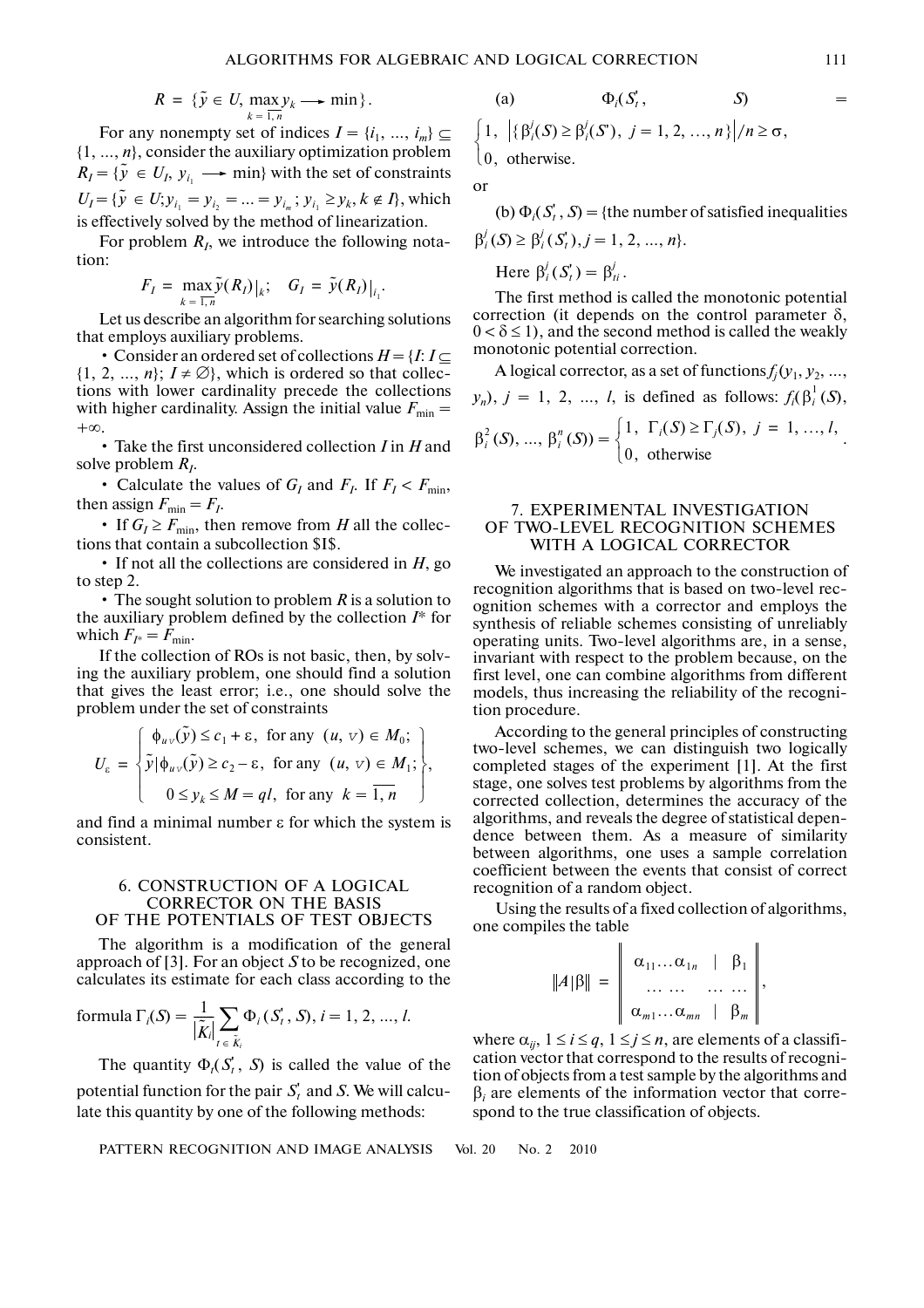$$R = \{\tilde{y} \in U, \max_{k = \overline{1, n}} y_k \longrightarrow \min\}.$$

For any nonempty set of indices $I = \{i_1, ..., i_m\} \subseteq \{1, ..., n\}$, consider the auxiliary optimization problem $R_I = \{\tilde{y} \in U_I, y_{i_1} \longrightarrow \min\}$ with the set of constraints $U_I = \{\tilde{y} \in U; y_{i_1} = y_{i_2} = ... = y_{i_m}; y_{i_1} \geq y_k, k \notin I\}$, which is effectively solved by the method of linearization.

For problem $R_I$, we introduce the following notation:

$$F_I = \max_{k = \overline{1, n}} \tilde{y}(R_I)\big|_k; \quad G_I = \tilde{y}(R_I)\big|_{i_1}.$$

Let us describe an algorithm for searching solutions that employs auxiliary problems.

- Consider an ordered set of collections $H = \{I: I \subseteq \{1, 2, ..., n\}; I \neq \varnothing\}$, which is ordered so that collections with lower cardinality precede the collections with higher cardinality. Assign the initial value $F_{\min} = +\infty$.
- Take the first unconsidered collection $I$ in $H$ and solve problem $R_I$.
- Calculate the values of $G_I$ and $F_I$. If $F_I < F_{\min}$, then assign $F_{\min} = F_I$.
- If $G_I \geq F_{\min}$, then remove from $H$ all the collections that contain a subcollection $I$.
- If not all the collections are considered in $H$, go to step 2.
- The sought solution to problem $R$ is a solution to the auxiliary problem defined by the collection $I^*$ for which $F_{I^*} = F_{\min}$.

If the collection of ROs is not basic, then, by solving the auxiliary problem, one should find a solution that gives the least error; i.e., one should solve the problem under the set of constraints

$$U_\varepsilon = \left\{ \tilde{y} \,\middle|\, \begin{array}{l} \phi_{u\nu}(\tilde{y}) \leq c_1 + \varepsilon, \text{ for any } (u, \nu) \in M_0; \\ \phi_{u\nu}(\tilde{y}) \geq c_2 - \varepsilon, \text{ for any } (u, \nu) \in M_1; \\ 0 \leq y_k \leq M = ql, \text{ for any } k = \overline{1, n} \end{array} \right\},$$

and find a minimal number $\varepsilon$ for which the system is consistent.

## 6. CONSTRUCTION OF A LOGICAL CORRECTOR ON THE BASIS OF THE POTENTIALS OF TEST OBJECTS

The algorithm is a modification of the general approach of [3]. For an object $S$ to be recognized, one calculates its estimate for each class according to the formula $\Gamma_i(S) = \frac{1}{|\tilde{K}_i|} \sum_{t \in \tilde{K}_i} \Phi_i(S'_t, S)$, $i = 1, 2, ..., l$.

The quantity $\Phi_i(S'_t, S)$ is called the value of the potential function for the pair $S'_t$ and $S$. We will calculate this quantity by one of the following methods:

(a) $\Phi_i(S'_t, S) = \begin{cases} 1, & \left|\{\beta_i^j(S) \geq \beta_i^j(S'),\ j = 1, 2, ..., n\}\right|/n \geq \sigma, \\ 0, & \text{otherwise.} \end{cases}$

or

(b) $\Phi_i(S'_t, S)$ = {the number of satisfied inequalities $\beta_i^j(S) \geq \beta_i^j(S'_t), j = 1, 2, ..., n$}.

Here $\beta_i^j(S'_t) = \beta_{ti}^j$.

The first method is called the monotonic potential correction (it depends on the control parameter $\delta$, $0 < \delta \leq 1$), and the second method is called the weakly monotonic potential correction.

A logical corrector, as a set of functions $f_j(y_1, y_2, ..., y_n)$, $j = 1, 2, ..., l$, is defined as follows: $f_i(\beta_i^1(S), \beta_i^2(S), ..., \beta_i^n(S)) = \begin{cases} 1, & \Gamma_i(S) \geq \Gamma_j(S),\ j = 1, ..., l, \\ 0, & \text{otherwise} \end{cases}$.

## 7. EXPERIMENTAL INVESTIGATION OF TWO-LEVEL RECOGNITION SCHEMES WITH A LOGICAL CORRECTOR

We investigated an approach to the construction of recognition algorithms that is based on two-level recognition schemes with a corrector and employs the synthesis of reliable schemes consisting of unreliably operating units. Two-level algorithms are, in a sense, invariant with respect to the problem because, on the first level, one can combine algorithms from different models, thus increasing the reliability of the recognition procedure.

According to the general principles of constructing two-level schemes, we can distinguish two logically completed stages of the experiment [1]. At the first stage, one solves test problems by algorithms from the corrected collection, determines the accuracy of the algorithms, and reveals the degree of statistical dependence between them. As a measure of similarity between algorithms, one uses a sample correlation coefficient between the events that consist of correct recognition of a random object.

Using the results of a fixed collection of algorithms, one compiles the table

$$\|A|\beta\| = \left\| \begin{array}{ccc} \alpha_{11} \ldots \alpha_{1n} & | & \beta_1 \\ \ldots \ldots & & \ldots \ldots \\ \alpha_{m1} \ldots \alpha_{mn} & | & \beta_m \end{array} \right\|,$$

where $\alpha_{ij}$, $1 \leq i \leq q$, $1 \leq j \leq n$, are elements of a classification vector that correspond to the results of recognition of objects from a test sample by the algorithms and $\beta_i$ are elements of the information vector that correspond to the true classification of objects.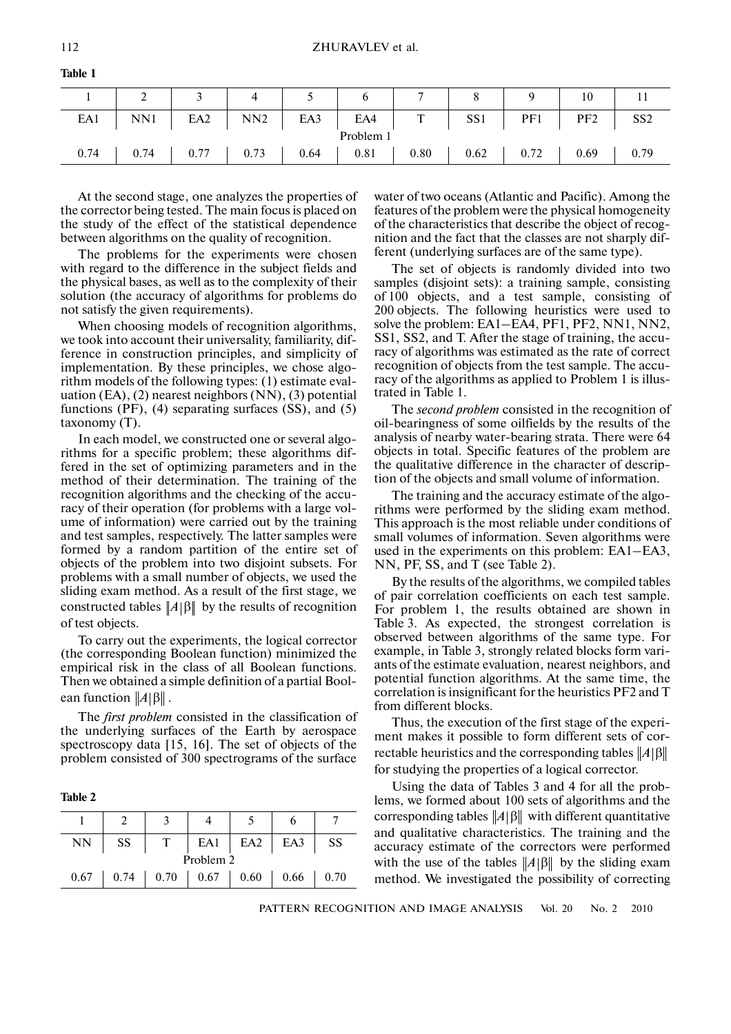**Table 1**

| 1 | 2 | 3 | 4 | 5 | 6 | 7 | 8 | 9 | 10 | 11 |
|---|---|---|---|---|---|---|---|---|---|---|
| EA1 | NN1 | EA2 | NN2 | EA3 | EA4 | T | SS1 | PF1 | PF2 | SS2 |
| | | | | | Problem 1 | | | | | |
| 0.74 | 0.74 | 0.77 | 0.73 | 0.64 | 0.81 | 0.80 | 0.62 | 0.72 | 0.69 | 0.79 |

At the second stage, one analyzes the properties of the corrector being tested. The main focus is placed on the study of the effect of the statistical dependence between algorithms on the quality of recognition.

The problems for the experiments were chosen with regard to the difference in the subject fields and the physical bases, as well as to the complexity of their solution (the accuracy of algorithms for problems do not satisfy the given requirements).

When choosing models of recognition algorithms, we took into account their universality, familiarity, difference in construction principles, and simplicity of implementation. By these principles, we chose algorithm models of the following types: (1) estimate evaluation (EA), (2) nearest neighbors (NN), (3) potential functions (PF), (4) separating surfaces (SS), and (5) taxonomy (T).

In each model, we constructed one or several algorithms for a specific problem; these algorithms differed in the set of optimizing parameters and in the method of their determination. The training of the recognition algorithms and the checking of the accuracy of their operation (for problems with a large volume of information) were carried out by the training and test samples, respectively. The latter samples were formed by a random partition of the entire set of objects of the problem into two disjoint subsets. For problems with a small number of objects, we used the sliding exam method. As a result of the first stage, we constructed tables $\|A|\beta\|$ by the results of recognition of test objects.

To carry out the experiments, the logical corrector (the corresponding Boolean function) minimized the empirical risk in the class of all Boolean functions. Then we obtained a simple definition of a partial Boolean function $\|A|\beta\|$.

The *first problem* consisted in the classification of the underlying surfaces of the Earth by aerospace spectroscopy data [15, 16]. The set of objects of the problem consisted of 300 spectrograms of the surface water of two oceans (Atlantic and Pacific). Among the features of the problem were the physical homogeneity of the characteristics that describe the object of recognition and the fact that the classes are not sharply different (underlying surfaces are of the same type).

The set of objects is randomly divided into two samples (disjoint sets): a training sample, consisting of 100 objects, and a test sample, consisting of 200 objects. The following heuristics were used to solve the problem: EA1–EA4, PF1, PF2, NN1, NN2, SS1, SS2, and T. After the stage of training, the accuracy of algorithms was estimated as the rate of correct recognition of objects from the test sample. The accuracy of the algorithms as applied to Problem 1 is illustrated in Table 1.

The *second problem* consisted in the recognition of oil-bearingness of some oilfields by the results of the analysis of nearby water-bearing strata. There were 64 objects in total. Specific features of the problem are the qualitative difference in the character of description of the objects and small volume of information.

The training and the accuracy estimate of the algorithms were performed by the sliding exam method. This approach is the most reliable under conditions of small volumes of information. Seven algorithms were used in the experiments on this problem: EA1–EA3, NN, PF, SS, and T (see Table 2).

By the results of the algorithms, we compiled tables of pair correlation coefficients on each test sample. For problem 1, the results obtained are shown in Table 3. As expected, the strongest correlation is observed between algorithms of the same type. For example, in Table 3, strongly related blocks form variants of the estimate evaluation, nearest neighbors, and potential function algorithms. At the same time, the correlation is insignificant for the heuristics PF2 and T from different blocks.

Thus, the execution of the first stage of the experiment makes it possible to form different sets of correctable heuristics and the corresponding tables $\|A|\beta\|$ for studying the properties of a logical corrector.

Using the data of Tables 3 and 4 for all the problems, we formed about 100 sets of algorithms and the corresponding tables $\|A|\beta\|$ with different quantitative and qualitative characteristics. The training and the accuracy estimate of the correctors were performed with the use of the tables $\|A|\beta\|$ by the sliding exam method. We investigated the possibility of correcting

**Table 2**

| 1 | 2 | 3 | 4 | 5 | 6 | 7 |
|---|---|---|---|---|---|---|
| NN | SS | T | EA1 | EA2 | EA3 | SS |
| | | | Problem 2 | | | |
| 0.67 | 0.74 | 0.70 | 0.67 | 0.60 | 0.66 | 0.70 |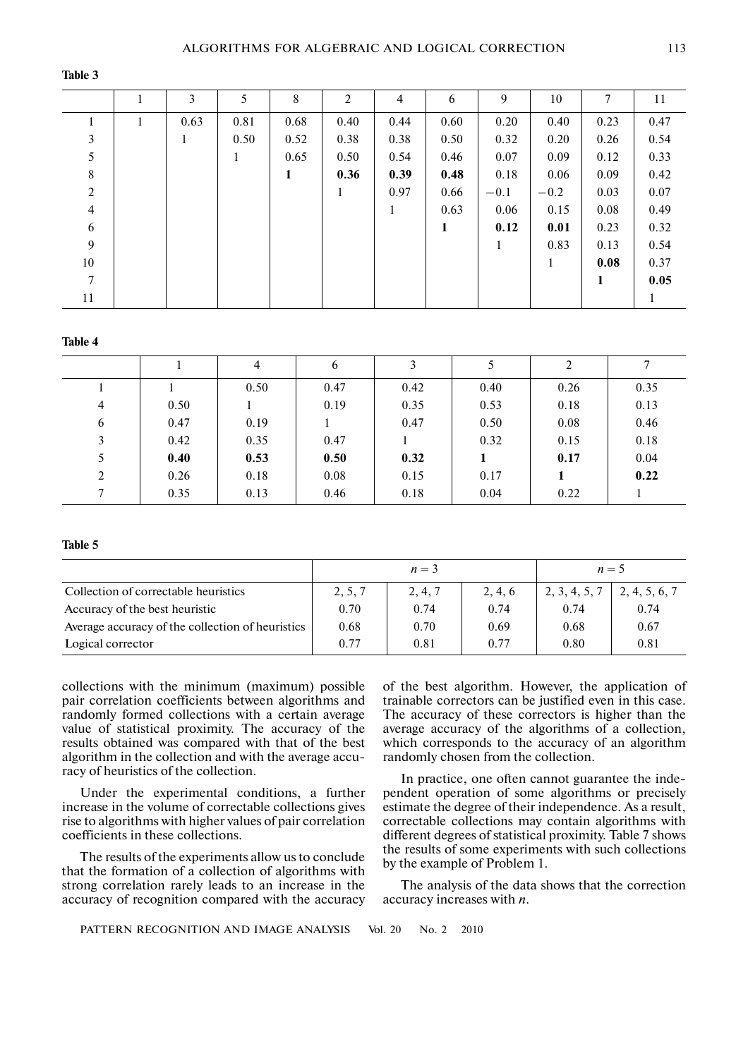**Table 3**

| | 1 | 3 | 5 | 8 | 2 | 4 | 6 | 9 | 10 | 7 | 11 |
|---|---|---|---|---|---|---|---|---|---|---|---|
| 1 | 1 | 0.63 | 0.81 | 0.68 | 0.40 | 0.44 | 0.60 | 0.20 | 0.40 | 0.23 | 0.47 |
| 3 | | 1 | 0.50 | 0.52 | 0.38 | 0.38 | 0.50 | 0.32 | 0.20 | 0.26 | 0.54 |
| 5 | | | 1 | 0.65 | 0.50 | 0.54 | 0.46 | 0.07 | 0.09 | 0.12 | 0.33 |
| 8 | | | | **1** | **0.36** | **0.39** | **0.48** | 0.18 | 0.06 | 0.09 | 0.42 |
| 2 | | | | | 1 | 0.97 | 0.66 | −0.1 | −0.2 | 0.03 | 0.07 |
| 4 | | | | | | 1 | 0.63 | 0.06 | 0.15 | 0.08 | 0.49 |
| 6 | | | | | | | **1** | **0.12** | **0.01** | 0.23 | 0.32 |
| 9 | | | | | | | | 1 | 0.83 | 0.13 | 0.54 |
| 10 | | | | | | | | | 1 | **0.08** | 0.37 |
| 7 | | | | | | | | | | **1** | **0.05** |
| 11 | | | | | | | | | | | 1 |

**Table 4**

| | 1 | 4 | 6 | 3 | 5 | 2 | 7 |
|---|---|---|---|---|---|---|---|
| 1 | 1 | 0.50 | 0.47 | 0.42 | 0.40 | 0.26 | 0.35 |
| 4 | 0.50 | 1 | 0.19 | 0.35 | 0.53 | 0.18 | 0.13 |
| 6 | 0.47 | 0.19 | 1 | 0.47 | 0.50 | 0.08 | 0.46 |
| 3 | 0.42 | 0.35 | 0.47 | 1 | 0.32 | 0.15 | 0.18 |
| 5 | **0.40** | **0.53** | **0.50** | **0.32** | **1** | **0.17** | 0.04 |
| 2 | 0.26 | 0.18 | 0.08 | 0.15 | 0.17 | **1** | **0.22** |
| 7 | 0.35 | 0.13 | 0.46 | 0.18 | 0.04 | 0.22 | 1 |

**Table 5**

| | $n = 3$ | | | $n = 5$ | |
|---|---|---|---|---|---|
| Collection of correctable heuristics | 2, 5, 7 | 2, 4, 7 | 2, 4, 6 | 2, 3, 4, 5, 7 | 2, 4, 5, 6, 7 |
| Accuracy of the best heuristic | 0.70 | 0.74 | 0.74 | 0.74 | 0.74 |
| Average accuracy of the collection of heuristics | 0.68 | 0.70 | 0.69 | 0.68 | 0.67 |
| Logical corrector | 0.77 | 0.81 | 0.77 | 0.80 | 0.81 |

collections with the minimum (maximum) possible pair correlation coefficients between algorithms and randomly formed collections with a certain average value of statistical proximity. The accuracy of the results obtained was compared with that of the best algorithm in the collection and with the average accuracy of heuristics of the collection.

Under the experimental conditions, a further increase in the volume of correctable collections gives rise to algorithms with higher values of pair correlation coefficients in these collections.

The results of the experiments allow us to conclude that the formation of a collection of algorithms with strong correlation rarely leads to an increase in the accuracy of recognition compared with the accuracy of the best algorithm. However, the application of trainable correctors can be justified even in this case. The accuracy of these correctors is higher than the average accuracy of the algorithms of a collection, which corresponds to the accuracy of an algorithm randomly chosen from the collection.

In practice, one often cannot guarantee the independent operation of some algorithms or precisely estimate the degree of their independence. As a result, correctable collections may contain algorithms with different degrees of statistical proximity. Table 7 shows the results of some experiments with such collections by the example of Problem 1.

The analysis of the data shows that the correction accuracy increases with $n$.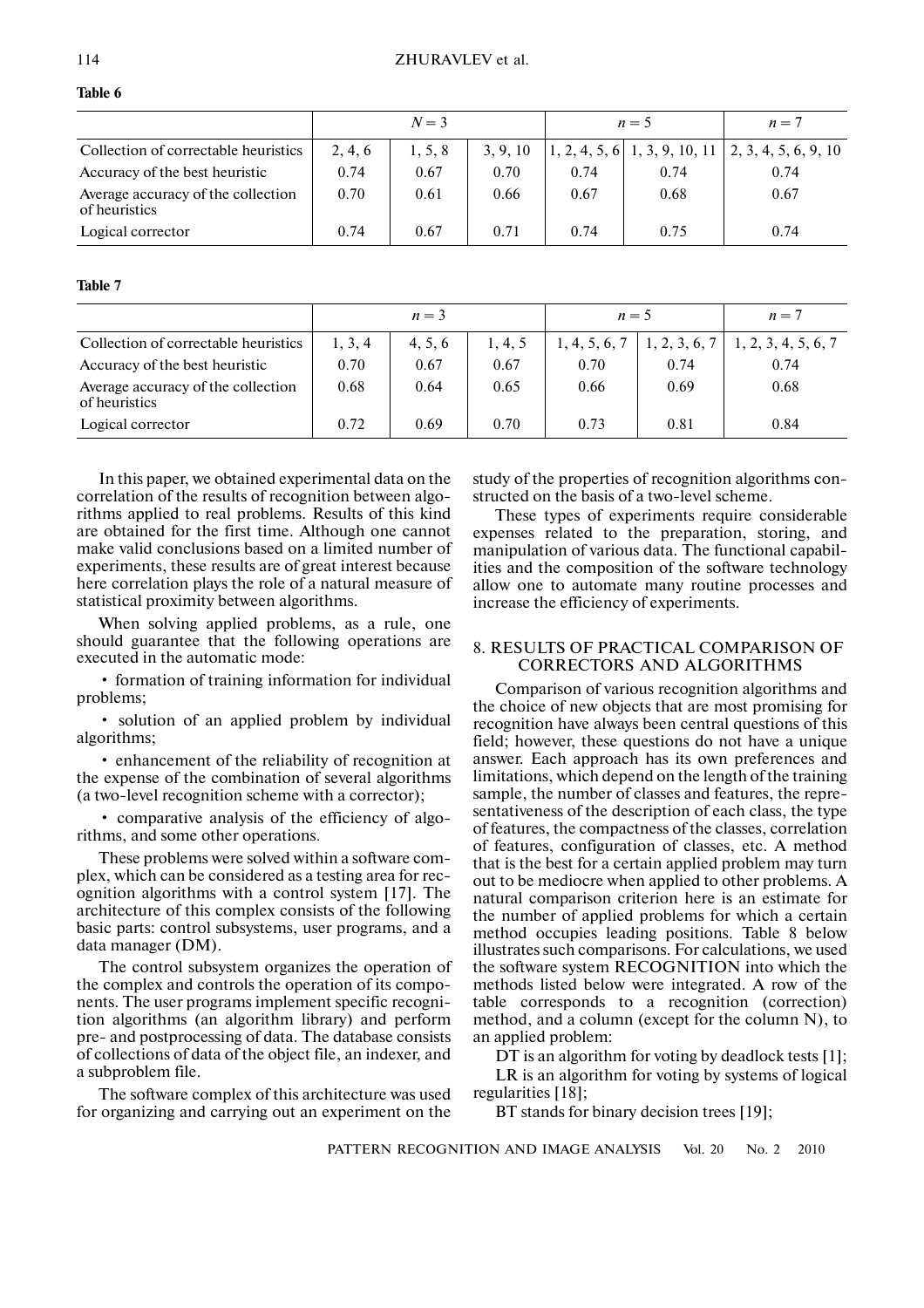**Table 6**

| | $N = 3$ | | | $n = 5$ | | $n = 7$ |
|---|---|---|---|---|---|---|
| Collection of correctable heuristics | 2, 4, 6 | 1, 5, 8 | 3, 9, 10 | 1, 2, 4, 5, 6 | 1, 3, 9, 10, 11 | 2, 3, 4, 5, 6, 9, 10 |
| Accuracy of the best heuristic | 0.74 | 0.67 | 0.70 | 0.74 | 0.74 | 0.74 |
| Average accuracy of the collection of heuristics | 0.70 | 0.61 | 0.66 | 0.67 | 0.68 | 0.67 |
| Logical corrector | 0.74 | 0.67 | 0.71 | 0.74 | 0.75 | 0.74 |

**Table 7**

| | $n = 3$ | | | $n = 5$ | | $n = 7$ |
|---|---|---|---|---|---|---|
| Collection of correctable heuristics | 1, 3, 4 | 4, 5, 6 | 1, 4, 5 | 1, 4, 5, 6, 7 | 1, 2, 3, 6, 7 | 1, 2, 3, 4, 5, 6, 7 |
| Accuracy of the best heuristic | 0.70 | 0.67 | 0.67 | 0.70 | 0.74 | 0.74 |
| Average accuracy of the collection of heuristics | 0.68 | 0.64 | 0.65 | 0.66 | 0.69 | 0.68 |
| Logical corrector | 0.72 | 0.69 | 0.70 | 0.73 | 0.81 | 0.84 |

In this paper, we obtained experimental data on the correlation of the results of recognition between algorithms applied to real problems. Results of this kind are obtained for the first time. Although one cannot make valid conclusions based on a limited number of experiments, these results are of great interest because here correlation plays the role of a natural measure of statistical proximity between algorithms.

When solving applied problems, as a rule, one should guarantee that the following operations are executed in the automatic mode:

- formation of training information for individual problems;
- solution of an applied problem by individual algorithms;
- enhancement of the reliability of recognition at the expense of the combination of several algorithms (a two-level recognition scheme with a corrector);
- comparative analysis of the efficiency of algorithms, and some other operations.

These problems were solved within a software complex, which can be considered as a testing area for recognition algorithms with a control system [17]. The architecture of this complex consists of the following basic parts: control subsystems, user programs, and a data manager (DM).

The control subsystem organizes the operation of the complex and controls the operation of its components. The user programs implement specific recognition algorithms (an algorithm library) and perform pre- and postprocessing of data. The database consists of collections of data of the object file, an indexer, and a subproblem file.

The software complex of this architecture was used for organizing and carrying out an experiment on the study of the properties of recognition algorithms constructed on the basis of a two-level scheme.

These types of experiments require considerable expenses related to the preparation, storing, and manipulation of various data. The functional capabilities and the composition of the software technology allow one to automate many routine processes and increase the efficiency of experiments.

## 8. RESULTS OF PRACTICAL COMPARISON OF CORRECTORS AND ALGORITHMS

Comparison of various recognition algorithms and the choice of new objects that are most promising for recognition have always been central questions of this field; however, these questions do not have a unique answer. Each approach has its own preferences and limitations, which depend on the length of the training sample, the number of classes and features, the representativeness of the description of each class, the type of features, the compactness of the classes, correlation of features, configuration of classes, etc. A method that is the best for a certain applied problem may turn out to be mediocre when applied to other problems. A natural comparison criterion here is an estimate for the number of applied problems for which a certain method occupies leading positions. Table 8 below illustrates such comparisons. For calculations, we used the software system RECOGNITION into which the methods listed below were integrated. A row of the table corresponds to a recognition (correction) method, and a column (except for the column N), to an applied problem:

DT is an algorithm for voting by deadlock tests [1];

LR is an algorithm for voting by systems of logical regularities [18];

BT stands for binary decision trees [19];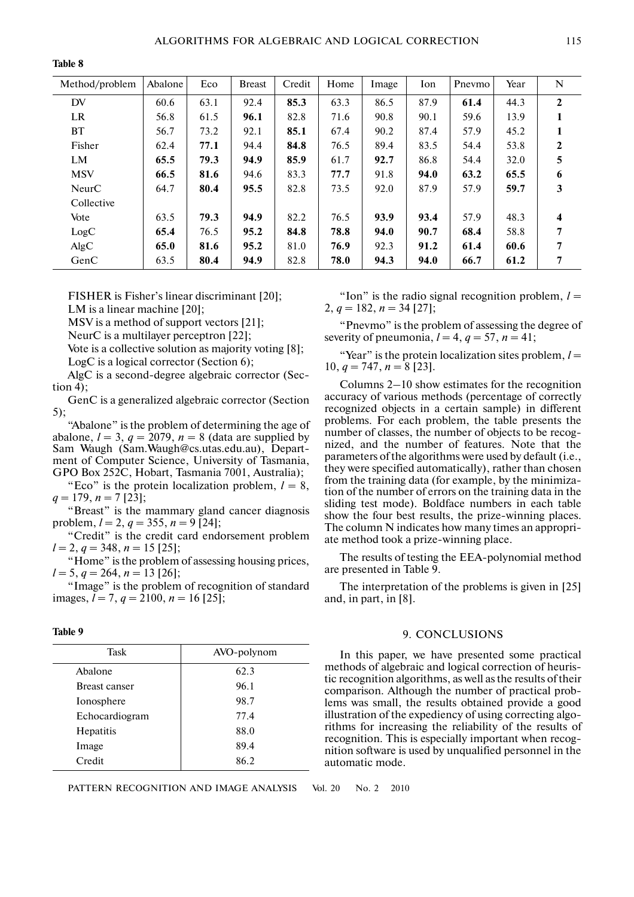**Table 8**

| Method/problem | Abalone | Eco | Breast | Credit | Home | Image | Ion | Pnevmo | Year | N |
|---|---|---|---|---|---|---|---|---|---|---|
| DV | 60.6 | 63.1 | 92.4 | **85.3** | 63.3 | 86.5 | 87.9 | **61.4** | 44.3 | **2** |
| LR | 56.8 | 61.5 | **96.1** | 82.8 | 71.6 | 90.8 | 90.1 | 59.6 | 13.9 | **1** |
| BT | 56.7 | 73.2 | 92.1 | **85.1** | 67.4 | 90.2 | 87.4 | 57.9 | 45.2 | **1** |
| Fisher | 62.4 | **77.1** | 94.4 | **84.8** | 76.5 | 89.4 | 83.5 | 54.4 | 53.8 | **2** |
| LM | **65.5** | **79.3** | **94.9** | **85.9** | 61.7 | **92.7** | 86.8 | 54.4 | 32.0 | **5** |
| MSV | **66.5** | **81.6** | 94.6 | 83.3 | **77.7** | 91.8 | **94.0** | **63.2** | **65.5** | **6** |
| NeurC | 64.7 | **80.4** | **95.5** | 82.8 | 73.5 | 92.0 | 87.9 | 57.9 | **59.7** | **3** |
| Collective | | | | | | | | | | |
| Vote | 63.5 | **79.3** | **94.9** | 82.2 | 76.5 | **93.9** | **93.4** | 57.9 | 48.3 | **4** |
| LogC | **65.4** | 76.5 | **95.2** | **84.8** | **78.8** | **94.0** | **90.7** | **68.4** | 58.8 | **7** |
| AlgC | **65.0** | **81.6** | **95.2** | 81.0 | **76.9** | 92.3 | **91.2** | **61.4** | **60.6** | **7** |
| GenC | 63.5 | **80.4** | **94.9** | 82.8 | **78.0** | **94.3** | **94.0** | **66.7** | **61.2** | **7** |

FISHER is Fisher's linear discriminant [20];

LM is a linear machine [20];

MSV is a method of support vectors [21];

NeurC is a multilayer perceptron [22];

Vote is a collective solution as majority voting [8];

LogC is a logical corrector (Section 6);

AlgC is a second-degree algebraic corrector (Section 4);

GenC is a generalized algebraic corrector (Section 5);

"Abalone" is the problem of determining the age of abalone, $l = 3$, $q = 2079$, $n = 8$ (data are supplied by Sam Waugh (Sam.Waugh@cs.utas.edu.au), Department of Computer Science, University of Tasmania, GPO Box 252C, Hobart, Tasmania 7001, Australia);

"Eco" is the protein localization problem, $l = 8$, $q = 179$, $n = 7$ [23];

"Breast" is the mammary gland cancer diagnosis problem, $l = 2$, $q = 355$, $n = 9$ [24];

"Credit" is the credit card endorsement problem $l = 2$, $q = 348$, $n = 15$ [25];

"Home" is the problem of assessing housing prices, $l = 5$, $q = 264$, $n = 13$ [26];

"Image" is the problem of recognition of standard images, $l = 7$, $q = 2100$, $n = 16$ [25];

"Ion" is the radio signal recognition problem, $l = 2$, $q = 182$, $n = 34$ [27];

"Pnevmo" is the problem of assessing the degree of severity of pneumonia, $l = 4$, $q = 57$, $n = 41$;

"Year" is the protein localization sites problem, $l = 10$, $q = 747$, $n = 8$ [23].

Columns 2–10 show estimates for the recognition accuracy of various methods (percentage of correctly recognized objects in a certain sample) in different problems. For each problem, the table presents the number of classes, the number of objects to be recognized, and the number of features. Note that the parameters of the algorithms were used by default (i.e., they were specified automatically), rather than chosen from the training data (for example, by the minimization of the number of errors on the training data in the sliding test mode). Boldface numbers in each table show the four best results, the prize-winning places. The column N indicates how many times an appropriate method took a prize-winning place.

The results of testing the EEA-polynomial method are presented in Table 9.

The interpretation of the problems is given in [25] and, in part, in [8].

**Table 9**

| Task | AVO-polynom |
|---|---|
| Abalone | 62.3 |
| Breast canser | 96.1 |
| Ionosphere | 98.7 |
| Echocardiogram | 77.4 |
| Hepatitis | 88.0 |
| Image | 89.4 |
| Credit | 86.2 |

## 9. CONCLUSIONS

In this paper, we have presented some practical methods of algebraic and logical correction of heuristic recognition algorithms, as well as the results of their comparison. Although the number of practical problems was small, the results obtained provide a good illustration of the expediency of using correcting algorithms for increasing the reliability of the results of recognition. This is especially important when recognition software is used by unqualified personnel in the automatic mode.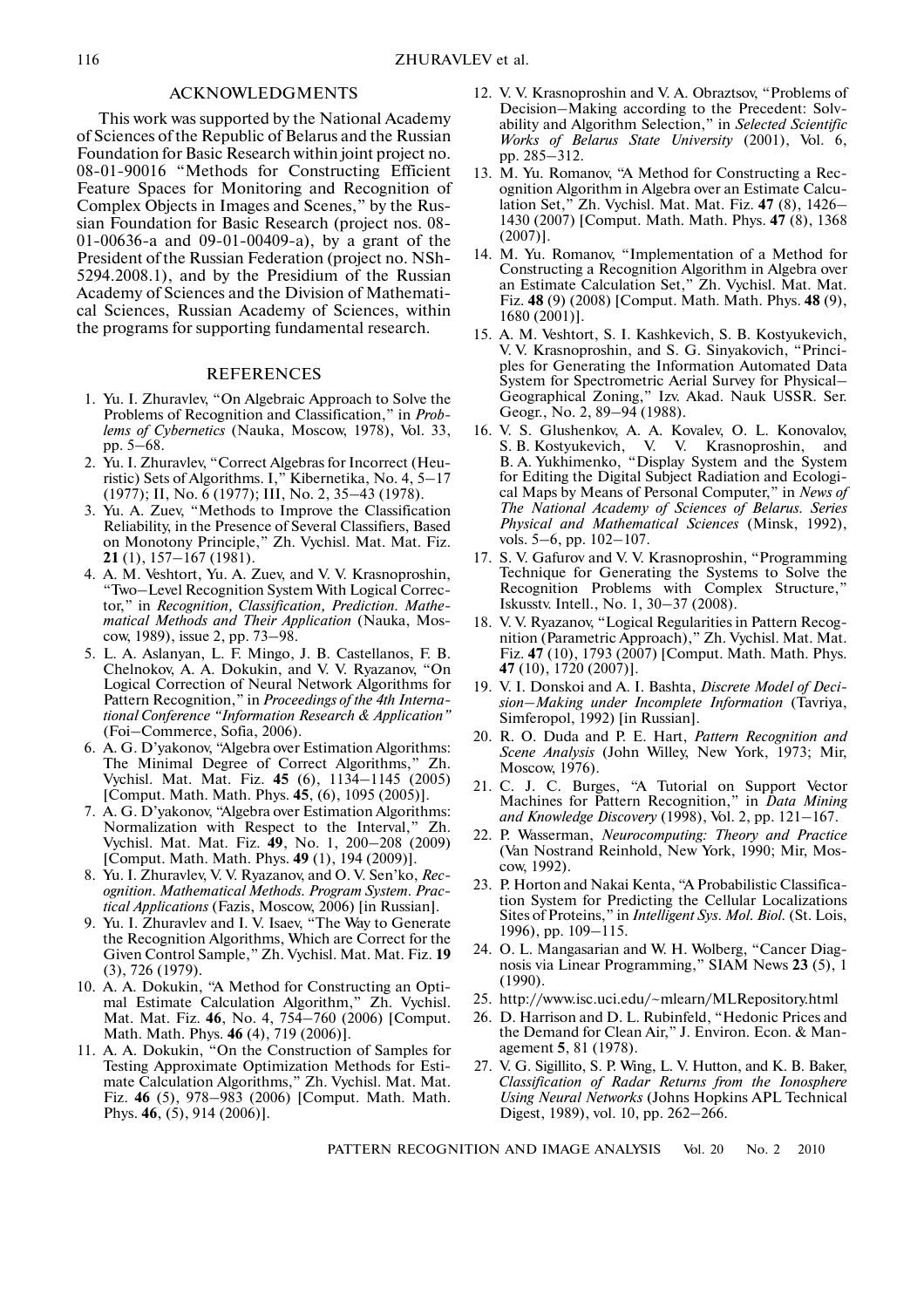## ACKNOWLEDGMENTS

This work was supported by the National Academy of Sciences of the Republic of Belarus and the Russian Foundation for Basic Research within joint project no. 08-01-90016 "Methods for Constructing Efficient Feature Spaces for Monitoring and Recognition of Complex Objects in Images and Scenes," by the Russian Foundation for Basic Research (project nos. 08-01-00636-a and 09-01-00409-a), by a grant of the President of the Russian Federation (project no. NSh-5294.2008.1), and by the Presidium of the Russian Academy of Sciences and the Division of Mathematical Sciences, Russian Academy of Sciences, within the programs for supporting fundamental research.

## REFERENCES

1. Yu. I. Zhuravlev, "On Algebraic Approach to Solve the Problems of Recognition and Classification," in *Problems of Cybernetics* (Nauka, Moscow, 1978), Vol. 33, pp. 5–68.
2. Yu. I. Zhuravlev, "Correct Algebras for Incorrect (Heuristic) Sets of Algorithms. I," Kibernetika, No. 4, 5–17 (1977); II, No. 6 (1977); III, No. 2, 35–43 (1978).
3. Yu. A. Zuev, "Methods to Improve the Classification Reliability, in the Presence of Several Classifiers, Based on Monotony Principle," Zh. Vychisl. Mat. Mat. Fiz. **21** (1), 157–167 (1981).
4. A. M. Veshtort, Yu. A. Zuev, and V. V. Krasnoproshin, "Two–Level Recognition System With Logical Corrector," in *Recognition, Classification, Prediction. Mathematical Methods and Their Application* (Nauka, Moscow, 1989), issue 2, pp. 73–98.
5. L. A. Aslanyan, L. F. Mingo, J. B. Castellanos, F. B. Chelnokov, A. A. Dokukin, and V. V. Ryazanov, "On Logical Correction of Neural Network Algorithms for Pattern Recognition," in *Proceedings of the 4th International Conference "Information Research & Application"* (Foi–Commerce, Sofia, 2006).
6. A. G. D'yakonov, "Algebra over Estimation Algorithms: The Minimal Degree of Correct Algorithms," Zh. Vychisl. Mat. Mat. Fiz. **45** (6), 1134–1145 (2005) [Comput. Math. Math. Phys. **45**, (6), 1095 (2005)].
7. A. G. D'yakonov, "Algebra over Estimation Algorithms: Normalization with Respect to the Interval," Zh. Vychisl. Mat. Mat. Fiz. **49**, No. 1, 200–208 (2009) [Comput. Math. Math. Phys. **49** (1), 194 (2009)].
8. Yu. I. Zhuravlev, V. V. Ryazanov, and O. V. Sen'ko, *Recognition. Mathematical Methods. Program System. Practical Applications* (Fazis, Moscow, 2006) [in Russian].
9. Yu. I. Zhuravlev and I. V. Isaev, "The Way to Generate the Recognition Algorithms, Which are Correct for the Given Control Sample," Zh. Vychisl. Mat. Mat. Fiz. **19** (3), 726 (1979).
10. A. A. Dokukin, "A Method for Constructing an Optimal Estimate Calculation Algorithm," Zh. Vychisl. Mat. Mat. Fiz. **46**, No. 4, 754–760 (2006) [Comput. Math. Math. Phys. **46** (4), 719 (2006)].
11. A. A. Dokukin, "On the Construction of Samples for Testing Approximate Optimization Methods for Estimate Calculation Algorithms," Zh. Vychisl. Mat. Mat. Fiz. **46** (5), 978–983 (2006) [Comput. Math. Math. Phys. **46**, (5), 914 (2006)].
12. V. V. Krasnoproshin and V. A. Obraztsov, "Problems of Decision–Making according to the Precedent: Solvability and Algorithm Selection," in *Selected Scientific Works of Belarus State University* (2001), Vol. 6, pp. 285–312.
13. M. Yu. Romanov, "A Method for Constructing a Recognition Algorithm in Algebra over an Estimate Calculation Set," Zh. Vychisl. Mat. Mat. Fiz. **47** (8), 1426–1430 (2007) [Comput. Math. Math. Phys. **47** (8), 1368 (2007)].
14. M. Yu. Romanov, "Implementation of a Method for Constructing a Recognition Algorithm in Algebra over an Estimate Calculation Set," Zh. Vychisl. Mat. Mat. Fiz. **48** (9) (2008) [Comput. Math. Math. Phys. **48** (9), 1680 (2001)].
15. A. M. Veshtort, S. I. Kashkevich, S. B. Kostyukevich, V. V. Krasnoproshin, and S. G. Sinyakovich, "Principles for Generating the Information Automated Data System for Spectrometric Aerial Survey for Physical–Geographical Zoning," Izv. Akad. Nauk USSR. Ser. Geogr., No. 2, 89–94 (1988).
16. V. S. Glushenkov, A. A. Kovalev, O. L. Konovalov, S. B. Kostyukevich, V. V. Krasnoproshin, and B. A. Yukhimenko, "Display System and the System for Editing the Digital Subject Radiation and Ecological Maps by Means of Personal Computer," in *News of The National Academy of Sciences of Belarus. Series Physical and Mathematical Sciences* (Minsk, 1992), vols. 5–6, pp. 102–107.
17. S. V. Gafurov and V. V. Krasnoproshin, "Programming Technique for Generating the Systems to Solve the Recognition Problems with Complex Structure," Iskusstv. Intell., No. 1, 30–37 (2008).
18. V. V. Ryazanov, "Logical Regularities in Pattern Recognition (Parametric Approach)," Zh. Vychisl. Mat. Mat. Fiz. **47** (10), 1793 (2007) [Comput. Math. Math. Phys. **47** (10), 1720 (2007)].
19. V. I. Donskoi and A. I. Bashta, *Discrete Model of Decision–Making under Incomplete Information* (Tavriya, Simferopol, 1992) [in Russian].
20. R. O. Duda and P. E. Hart, *Pattern Recognition and Scene Analysis* (John Willey, New York, 1973; Mir, Moscow, 1976).
21. C. J. C. Burges, "A Tutorial on Support Vector Machines for Pattern Recognition," in *Data Mining and Knowledge Discovery* (1998), Vol. 2, pp. 121–167.
22. P. Wasserman, *Neurocomputing: Theory and Practice* (Van Nostrand Reinhold, New York, 1990; Mir, Moscow, 1992).
23. P. Horton and Nakai Kenta, "A Probabilistic Classification System for Predicting the Cellular Localizations Sites of Proteins," in *Intelligent Sys. Mol. Biol.* (St. Lois, 1996), pp. 109–115.
24. O. L. Mangasarian and W. H. Wolberg, "Cancer Diagnosis via Linear Programming," SIAM News **23** (5), 1 (1990).
25. http://www.isc.uci.edu/~mlearn/MLRepository.html
26. D. Harrison and D. L. Rubinfeld, "Hedonic Prices and the Demand for Clean Air," J. Environ. Econ. & Management **5**, 81 (1978).
27. V. G. Sigillito, S. P. Wing, L. V. Hutton, and K. B. Baker, *Classification of Radar Returns from the Ionosphere Using Neural Networks* (Johns Hopkins APL Technical Digest, 1989), vol. 10, pp. 262–266.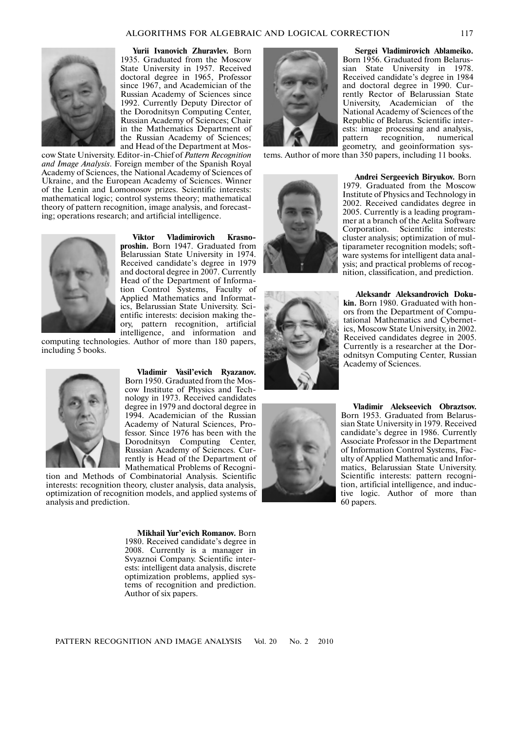**Yurii Ivanovich Zhuravlev.** Born 1935. Graduated from the Moscow State University in 1957. Received doctoral degree in 1965, Professor since 1967, and Academician of the Russian Academy of Sciences since 1992. Currently Deputy Director of the Dorodnitsyn Computing Center, Russian Academy of Sciences; Chair in the Mathematics Department of the Russian Academy of Sciences; and Head of the Department at Moscow State University. Editor-in-Chief of *Pattern Recognition and Image Analysis*. Foreign member of the Spanish Royal Academy of Sciences, the National Academy of Sciences of Ukraine, and the European Academy of Sciences. Winner of the Lenin and Lomonosov prizes. Scientific interests: mathematical logic; control systems theory; mathematical theory of pattern recognition, image analysis, and forecasting; operations research; and artificial intelligence.

**Viktor Vladimirovich Krasnoproshin.** Born 1947. Graduated from Belarussian State University in 1974. Received candidate's degree in 1979 and doctoral degree in 2007. Currently Head of the Department of Information Control Systems, Faculty of Applied Mathematics and Informatics, Belarussian State University. Scientific interests: decision making theory, pattern recognition, artificial intelligence, and information and computing technologies. Author of more than 180 papers, including 5 books.

**Vladimir Vasil'evich Ryazanov.** Born 1950. Graduated from the Moscow Institute of Physics and Technology in 1973. Received candidates degree in 1979 and doctoral degree in 1994. Academician of the Russian Academy of Natural Sciences, Professor. Since 1976 has been with the Dorodnitsyn Computing Center, Russian Academy of Sciences. Currently is Head of the Department of Mathematical Problems of Recognition and Methods of Combinatorial Analysis. Scientific interests: recognition theory, cluster analysis, data analysis, optimization of recognition models, and applied systems of analysis and prediction.

**Mikhail Yur'evich Romanov.** Born 1980. Received candidate's degree in 2008. Currently is a manager in Svyaznoi Company. Scientific interests: intelligent data analysis, discrete optimization problems, applied systems of recognition and prediction. Author of six papers.

**Sergei Vladimirovich Ablameiko.** Born 1956. Graduated from Belarussian State University in 1978. Received candidate's degree in 1984 and doctoral degree in 1990. Currently Rector of Belarussian State University, Academician of the National Academy of Sciences of the Republic of Belarus. Scientific interests: image processing and analysis, pattern recognition, numerical geometry, and geoinformation systems. Author of more than 350 papers, including 11 books.

**Andrei Sergeevich Biryukov.** Born 1979. Graduated from the Moscow Institute of Physics and Technology in 2002. Received candidates degree in 2005. Currently is a leading programmer at a branch of the Aelita Software Corporation. Scientific interests: cluster analysis; optimization of multiparameter recognition models; software systems for intelligent data analysis; and practical problems of recognition, classification, and prediction.

**Aleksandr Aleksandrovich Dokukin.** Born 1980. Graduated with honors from the Department of Computational Mathematics and Cybernetics, Moscow State University, in 2002. Received candidates degree in 2005. Currently is a researcher at the Dorodnitsyn Computing Center, Russian Academy of Sciences.

**Vladimir Alekseevich Obraztsov.** Born 1953. Graduated from Belarussian State University in 1979. Received candidate's degree in 1986. Currently Associate Professor in the Department of Information Control Systems, Faculty of Applied Mathematic and Informatics, Belarussian State University. Scientific interests: pattern recognition, artificial intelligence, and inductive logic. Author of more than 60 papers.